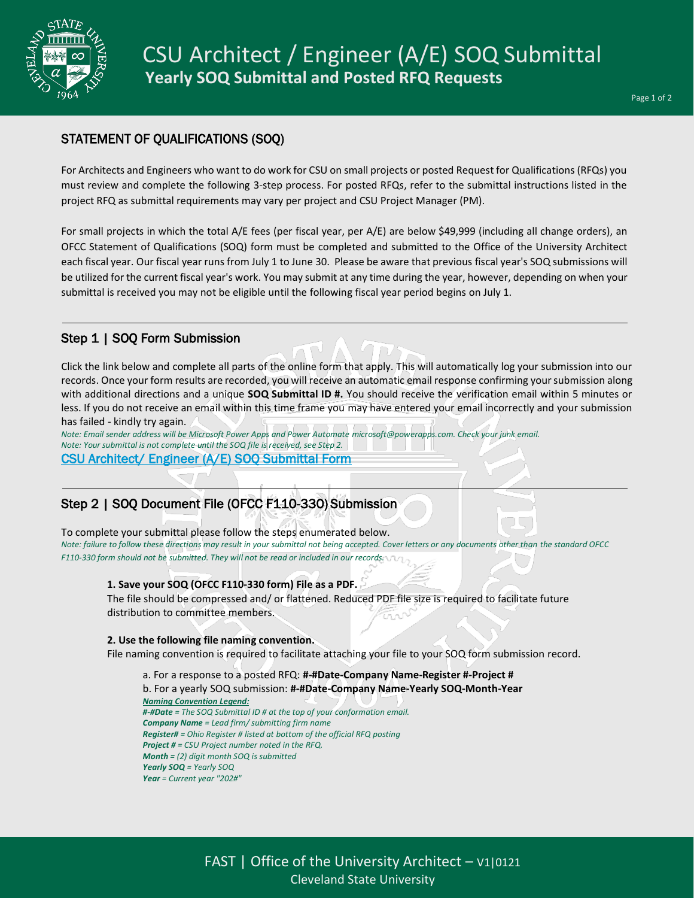# CSU Architect / Engineer (A/E) SOQ Submittal

## Yearly SOQ Submittal and Posted RFQ Requests

## STATEMENT OF QUALIFICATIONS (SOQ)

For Architects and Engineers who want to do work for CSU on small projects or posted Request for Qualifications (RFQs) you must review and complete the following 3-step process. For posted RFQs, refer to the submittal instructions listed in the project RFQ as submittal requirements may vary per project and CSU Project Manager (PM).

For small projects in which the total A/E fees (per fiscal year, per A/E) are below $49,999 (including all change orders), an OFCC Statement of Qualifications (SOQ) form must be completed and submitted to the Office of the University Architect each fiscal year. Our fiscal year runs from July 1 to June 30. Please be aware that previous fiscal year's SOQ submissions will be utilized for the current fiscal year's work. You may submit at any time during the year, however, depending on when your submittal is received you may not be eligible until the following fiscal year period begins on July 1.

---

## Step 1 | SOQ Form Submission

Click the link below and complete all parts of the online form that apply. This will automatically log your submission into our records. Once your form results are recorded, you will receive an automatic email response confirming your submission along with additional directions and a unique **SOQ Submittal ID #.** You should receive the verification email within 5 minutes or less. If you do not receive an email within this time frame you may have entered your email incorrectly and your submission has failed - kindly try again.

*Note: Email sender address will be Microsoft Power Apps and Power Automate microsoft@powerapps.com. Check your junk email.*
*Note: Your submittal is not complete until the SOQ file is received, see Step 2.*

CSU Architect/ Engineer (A/E) SOQ Submittal Form

---

## Step 2 | SOQ Document File (OFCC F110-330) Submission

To complete your submittal please follow the steps enumerated below.

*Note: failure to follow these directions may result in your submittal not being accepted. Cover letters or any documents other than the standard OFCC F110-330 form should not be submitted. They will not be read or included in our records.*

**1. Save your SOQ (OFCC F110-330 form) File as a PDF.**
The file should be compressed and/ or flattened. Reduced PDF file size is required to facilitate future distribution to committee members.

**2. Use the following file naming convention.**
File naming convention is required to facilitate attaching your file to your SOQ form submission record.

a. For a response to a posted RFQ: **#-#Date-Company Name-Register #-Project #**
b. For a yearly SOQ submission: **#-#Date-Company Name-Yearly SOQ-Month-Year**

***Naming Convention Legend:***
***#-#Date*** *= The SOQ Submittal ID # at the top of your conformation email.*
***Company Name*** *= Lead firm/ submitting firm name*
***Register#*** *= Ohio Register # listed at bottom of the official RFQ posting*
***Project #*** *= CSU Project number noted in the RFQ.*
***Month =*** *(2) digit month SOQ is submitted*
***Yearly SOQ*** *= Yearly SOQ*
***Year*** *= Current year "202#"*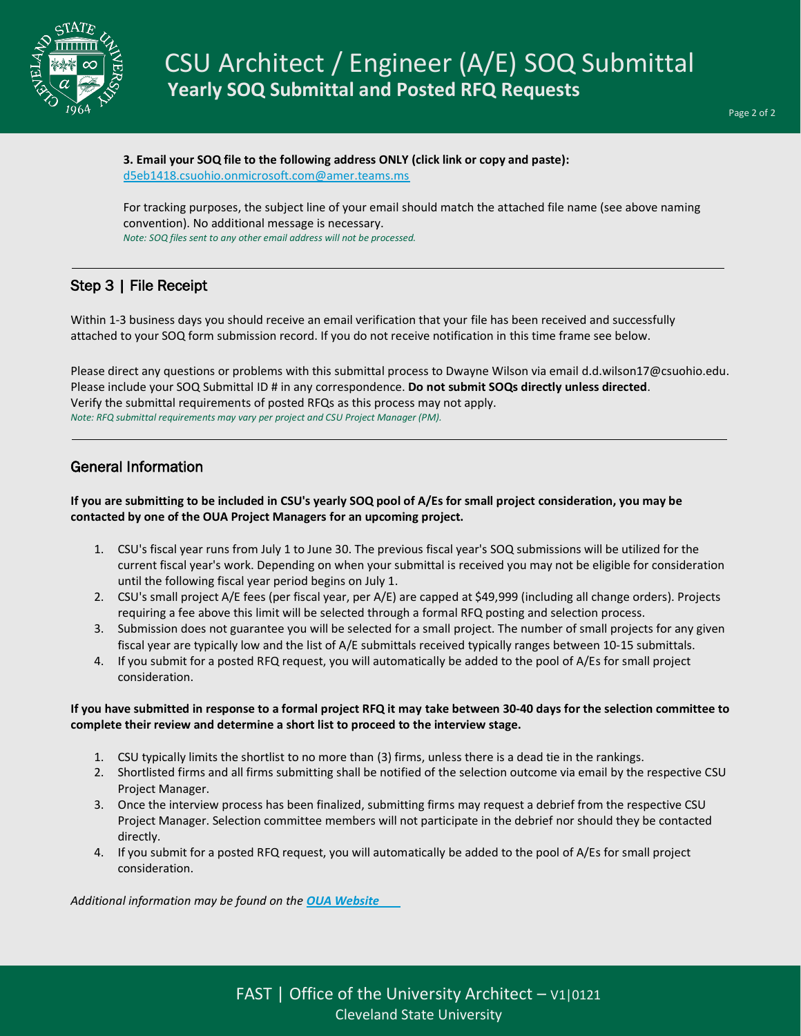**3. Email your SOQ file to the following address ONLY (click link or copy and paste):**
d5eb1418.csuohio.onmicrosoft.com@amer.teams.ms

For tracking purposes, the subject line of your email should match the attached file name (see above naming convention). No additional message is necessary.
*Note: SOQ files sent to any other email address will not be processed.*

---

## Step 3 | File Receipt

Within 1-3 business days you should receive an email verification that your file has been received and successfully attached to your SOQ form submission record. If you do not receive notification in this time frame see below.

Please direct any questions or problems with this submittal process to Dwayne Wilson via email d.d.wilson17@csuohio.edu. Please include your SOQ Submittal ID # in any correspondence. **Do not submit SOQs directly unless directed**.
Verify the submittal requirements of posted RFQs as this process may not apply.
*Note: RFQ submittal requirements may vary per project and CSU Project Manager (PM).*

---

## General Information

**If you are submitting to be included in CSU's yearly SOQ pool of A/Es for small project consideration, you may be contacted by one of the OUA Project Managers for an upcoming project.**

1. CSU's fiscal year runs from July 1 to June 30. The previous fiscal year's SOQ submissions will be utilized for the current fiscal year's work. Depending on when your submittal is received you may not be eligible for consideration until the following fiscal year period begins on July 1.
2. CSU's small project A/E fees (per fiscal year, per A/E) are capped at $49,999 (including all change orders). Projects requiring a fee above this limit will be selected through a formal RFQ posting and selection process.
3. Submission does not guarantee you will be selected for a small project. The number of small projects for any given fiscal year are typically low and the list of A/E submittals received typically ranges between 10-15 submittals.
4. If you submit for a posted RFQ request, you will automatically be added to the pool of A/Es for small project consideration.

**If you have submitted in response to a formal project RFQ it may take between 30-40 days for the selection committee to complete their review and determine a short list to proceed to the interview stage.**

1. CSU typically limits the shortlist to no more than (3) firms, unless there is a dead tie in the rankings.
2. Shortlisted firms and all firms submitting shall be notified of the selection outcome via email by the respective CSU Project Manager.
3. Once the interview process has been finalized, submitting firms may request a debrief from the respective CSU Project Manager. Selection committee members will not participate in the debrief nor should they be contacted directly.
4. If you submit for a posted RFQ request, you will automatically be added to the pool of A/Es for small project consideration.

*Additional information may be found on the* ***OUA Website***